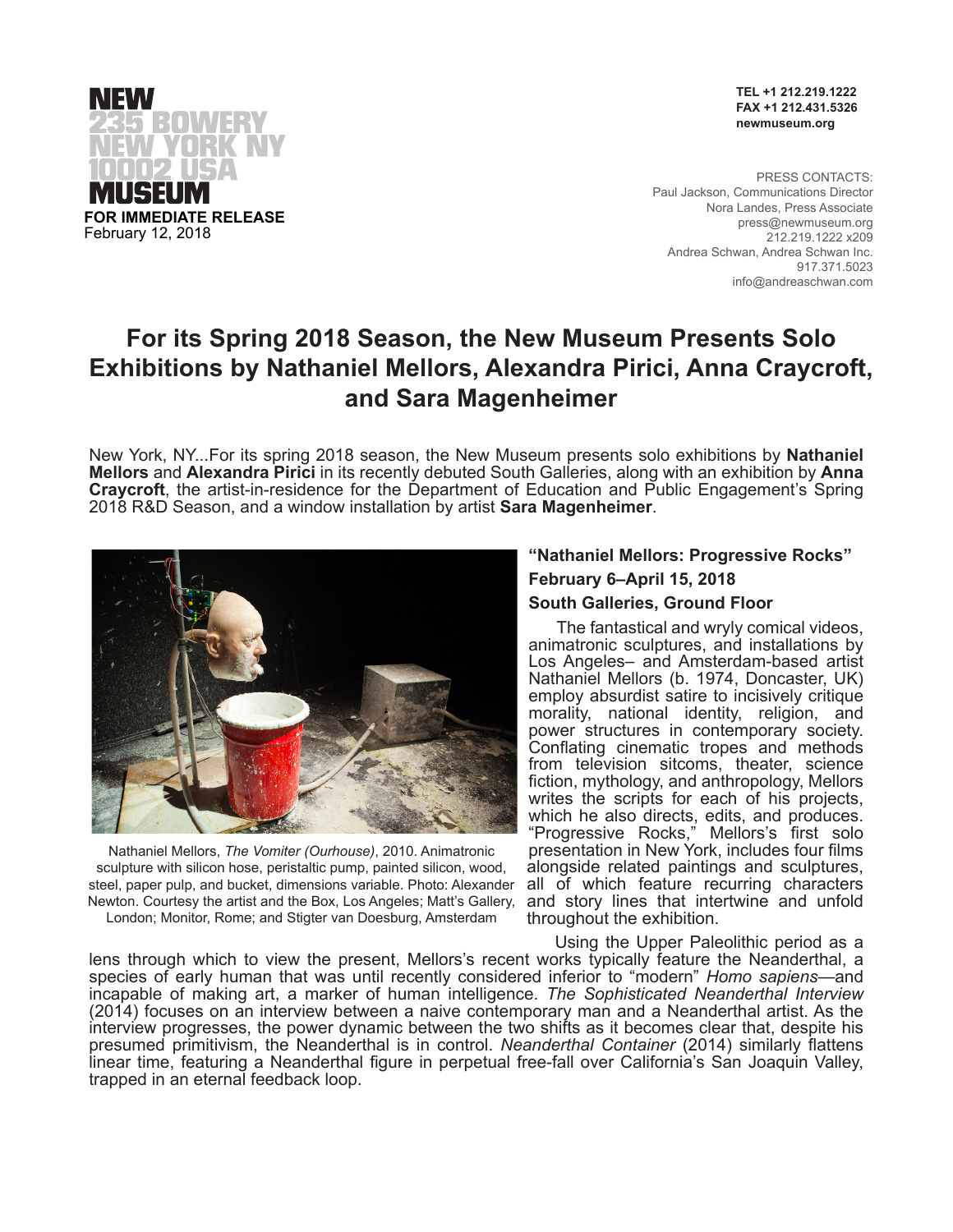NEW
235 BOWERY
NEW YORK NY
10002 USA
MUSEUM

**FOR IMMEDIATE RELEASE**
February 12, 2018

**TEL +1 212.219.1222**
**FAX +1 212.431.5326**
**newmuseum.org**

PRESS CONTACTS:
Paul Jackson, Communications Director
Nora Landes, Press Associate
press@newmuseum.org
212.219.1222 x209
Andrea Schwan, Andrea Schwan Inc.
917.371.5023
info@andreaschwan.com

# For its Spring 2018 Season, the New Museum Presents Solo Exhibitions by Nathaniel Mellors, Alexandra Pirici, Anna Craycroft, and Sara Magenheimer

New York, NY...For its spring 2018 season, the New Museum presents solo exhibitions by **Nathaniel Mellors** and **Alexandra Pirici** in its recently debuted South Galleries, along with an exhibition by **Anna Craycroft**, the artist-in-residence for the Department of Education and Public Engagement's Spring 2018 R&D Season, and a window installation by artist **Sara Magenheimer**.

Nathaniel Mellors, *The Vomiter (Ourhouse)*, 2010. Animatronic sculpture with silicon hose, peristaltic pump, painted silicon, wood, steel, paper pulp, and bucket, dimensions variable. Photo: Alexander Newton. Courtesy the artist and the Box, Los Angeles; Matt's Gallery, London; Monitor, Rome; and Stigter van Doesburg, Amsterdam

### "Nathaniel Mellors: Progressive Rocks"
### February 6–April 15, 2018
### South Galleries, Ground Floor

The fantastical and wryly comical videos, animatronic sculptures, and installations by Los Angeles– and Amsterdam-based artist Nathaniel Mellors (b. 1974, Doncaster, UK) employ absurdist satire to incisively critique morality, national identity, religion, and power structures in contemporary society. Conflating cinematic tropes and methods from television sitcoms, theater, science fiction, mythology, and anthropology, Mellors writes the scripts for each of his projects, which he also directs, edits, and produces. "Progressive Rocks," Mellors's first solo presentation in New York, includes four films alongside related paintings and sculptures, all of which feature recurring characters and story lines that intertwine and unfold throughout the exhibition.

Using the Upper Paleolithic period as a lens through which to view the present, Mellors's recent works typically feature the Neanderthal, a species of early human that was until recently considered inferior to "modern" *Homo sapiens*—and incapable of making art, a marker of human intelligence. *The Sophisticated Neanderthal Interview* (2014) focuses on an interview between a naive contemporary man and a Neanderthal artist. As the interview progresses, the power dynamic between the two shifts as it becomes clear that, despite his presumed primitivism, the Neanderthal is in control. *Neanderthal Container* (2014) similarly flattens linear time, featuring a Neanderthal figure in perpetual free-fall over California's San Joaquin Valley, trapped in an eternal feedback loop.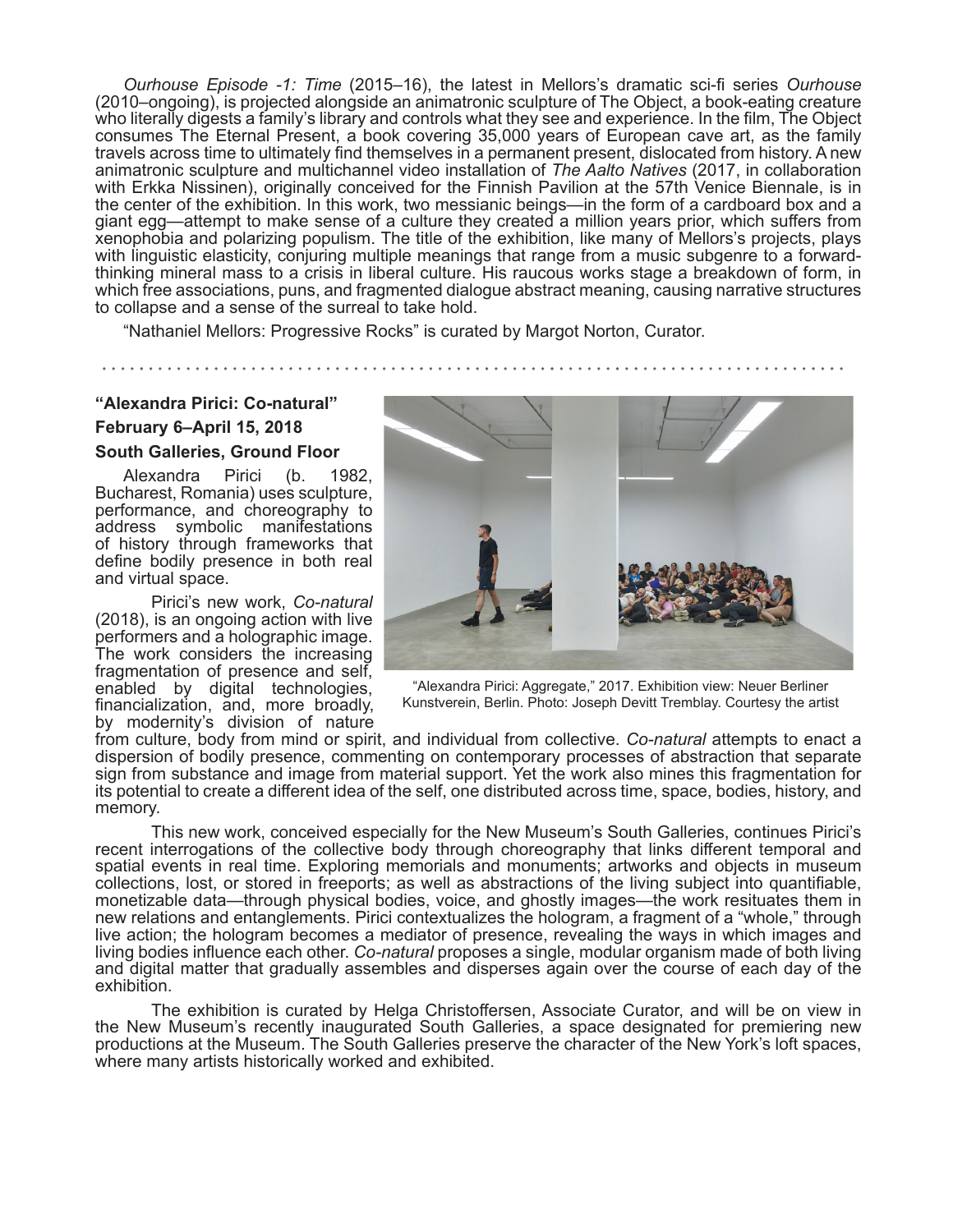*Ourhouse Episode -1: Time* (2015–16), the latest in Mellors's dramatic sci-fi series *Ourhouse* (2010–ongoing), is projected alongside an animatronic sculpture of The Object, a book-eating creature who literally digests a family's library and controls what they see and experience. In the film, The Object consumes The Eternal Present, a book covering 35,000 years of European cave art, as the family travels across time to ultimately find themselves in a permanent present, dislocated from history. A new animatronic sculpture and multichannel video installation of *The Aalto Natives* (2017, in collaboration with Erkka Nissinen), originally conceived for the Finnish Pavilion at the 57th Venice Biennale, is in the center of the exhibition. In this work, two messianic beings—in the form of a cardboard box and a giant egg—attempt to make sense of a culture they created a million years prior, which suffers from xenophobia and polarizing populism. The title of the exhibition, like many of Mellors's projects, plays with linguistic elasticity, conjuring multiple meanings that range from a music subgenre to a forward-thinking mineral mass to a crisis in liberal culture. His raucous works stage a breakdown of form, in which free associations, puns, and fragmented dialogue abstract meaning, causing narrative structures to collapse and a sense of the surreal to take hold.

"Nathaniel Mellors: Progressive Rocks" is curated by Margot Norton, Curator.

---

**"Alexandra Pirici: Co-natural"**
**February 6–April 15, 2018**
**South Galleries, Ground Floor**

Alexandra Pirici (b. 1982, Bucharest, Romania) uses sculpture, performance, and choreography to address symbolic manifestations of history through frameworks that define bodily presence in both real and virtual space.

Pirici's new work, *Co-natural* (2018), is an ongoing action with live performers and a holographic image. The work considers the increasing fragmentation of presence and self, enabled by digital technologies, financialization, and, more broadly, by modernity's division of nature from culture, body from mind or spirit, and individual from collective. *Co-natural* attempts to enact a dispersion of bodily presence, commenting on contemporary processes of abstraction that separate sign from substance and image from material support. Yet the work also mines this fragmentation for its potential to create a different idea of the self, one distributed across time, space, bodies, history, and memory.

"Alexandra Pirici: Aggregate," 2017. Exhibition view: Neuer Berliner Kunstverein, Berlin. Photo: Joseph Devitt Tremblay. Courtesy the artist

This new work, conceived especially for the New Museum's South Galleries, continues Pirici's recent interrogations of the collective body through choreography that links different temporal and spatial events in real time. Exploring memorials and monuments; artworks and objects in museum collections, lost, or stored in freeports; as well as abstractions of the living subject into quantifiable, monetizable data—through physical bodies, voice, and ghostly images—the work resituates them in new relations and entanglements. Pirici contextualizes the hologram, a fragment of a "whole," through live action; the hologram becomes a mediator of presence, revealing the ways in which images and living bodies influence each other. *Co-natural* proposes a single, modular organism made of both living and digital matter that gradually assembles and disperses again over the course of each day of the exhibition.

The exhibition is curated by Helga Christoffersen, Associate Curator, and will be on view in the New Museum's recently inaugurated South Galleries, a space designated for premiering new productions at the Museum. The South Galleries preserve the character of the New York's loft spaces, where many artists historically worked and exhibited.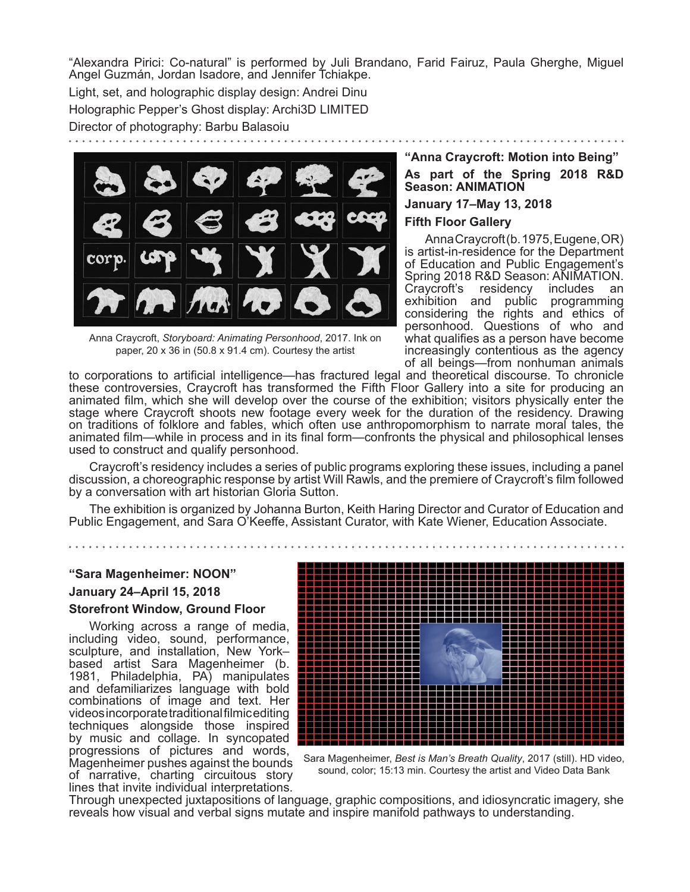"Alexandra Pirici: Co-natural" is performed by Juli Brandano, Farid Fairuz, Paula Gherghe, Miguel Angel Guzmán, Jordan Isadore, and Jennifer Tchiakpe.

Light, set, and holographic display design: Andrei Dinu

Holographic Pepper's Ghost display: Archi3D LIMITED

Director of photography: Barbu Balasoiu

---

### "Anna Craycroft: Motion into Being"

**As part of the Spring 2018 R&D Season: ANIMATION**

**January 17–May 13, 2018**

**Fifth Floor Gallery**

Anna Craycroft, *Storyboard: Animating Personhood*, 2017. Ink on paper, 20 x 36 in (50.8 x 91.4 cm). Courtesy the artist

Anna Craycroft (b. 1975, Eugene, OR) is artist-in-residence for the Department of Education and Public Engagement's Spring 2018 R&D Season: ANIMATION. Craycroft's residency includes an exhibition and public programming considering the rights and ethics of personhood. Questions of who and what qualifies as a person have become increasingly contentious as the agency of all beings—from nonhuman animals to corporations to artificial intelligence—has fractured legal and theoretical discourse. To chronicle these controversies, Craycroft has transformed the Fifth Floor Gallery into a site for producing an animated film, which she will develop over the course of the exhibition; visitors physically enter the stage where Craycroft shoots new footage every week for the duration of the residency. Drawing on traditions of folklore and fables, which often use anthropomorphism to narrate moral tales, the animated film—while in process and in its final form—confronts the physical and philosophical lenses used to construct and qualify personhood.

Craycroft's residency includes a series of public programs exploring these issues, including a panel discussion, a choreographic response by artist Will Rawls, and the premiere of Craycroft's film followed by a conversation with art historian Gloria Sutton.

The exhibition is organized by Johanna Burton, Keith Haring Director and Curator of Education and Public Engagement, and Sara O'Keeffe, Assistant Curator, with Kate Wiener, Education Associate.

---

### "Sara Magenheimer: NOON"

**January 24–April 15, 2018**

**Storefront Window, Ground Floor**

Working across a range of media, including video, sound, performance, sculpture, and installation, New York–based artist Sara Magenheimer (b. 1981, Philadelphia, PA) manipulates and defamiliarizes language with bold combinations of image and text. Her videos incorporate traditional filmic editing techniques alongside those inspired by music and collage. In syncopated progressions of pictures and words, Magenheimer pushes against the bounds of narrative, charting circuitous story lines that invite individual interpretations. Through unexpected juxtapositions of language, graphic compositions, and idiosyncratic imagery, she reveals how visual and verbal signs mutate and inspire manifold pathways to understanding.

Sara Magenheimer, *Best is Man's Breath Quality*, 2017 (still). HD video, sound, color; 15:13 min. Courtesy the artist and Video Data Bank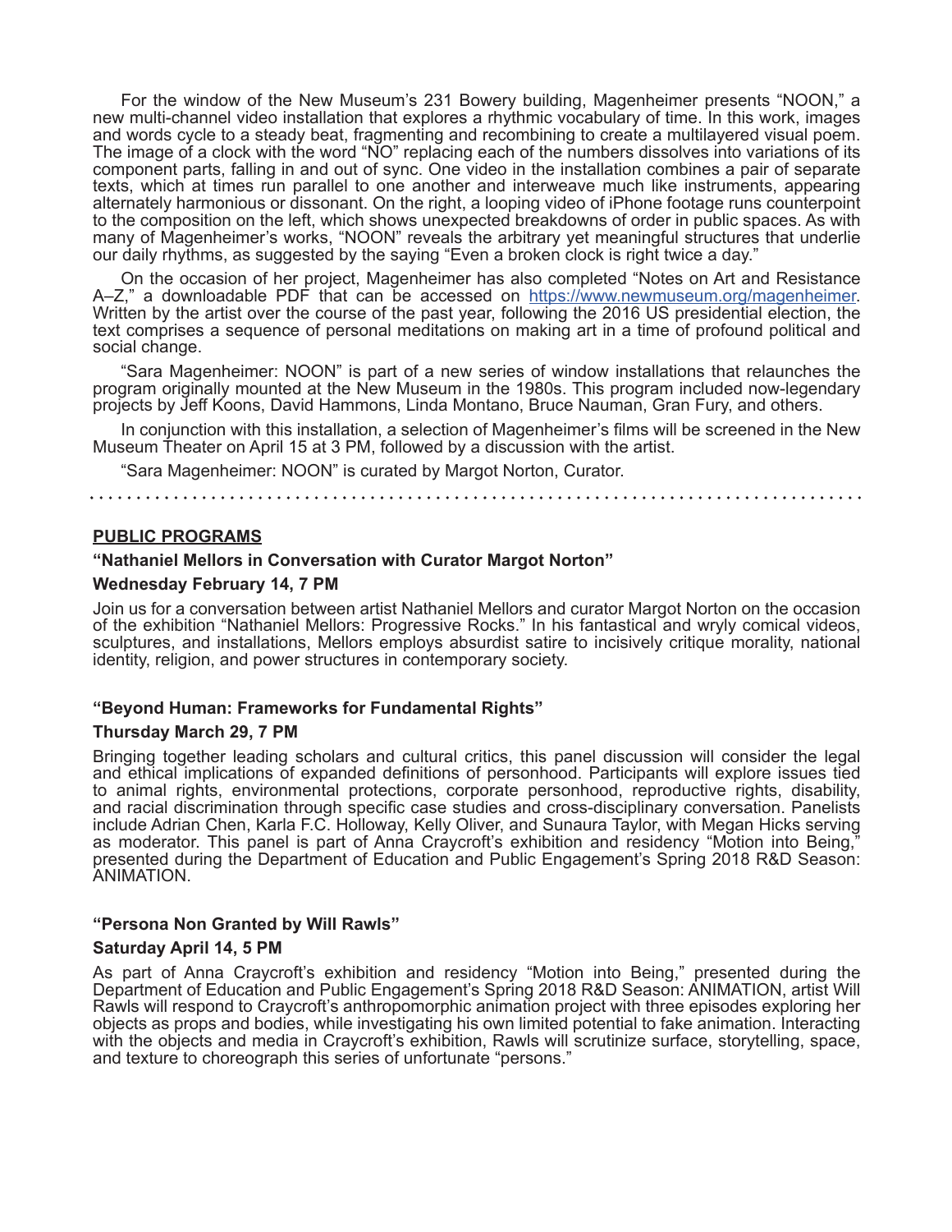For the window of the New Museum's 231 Bowery building, Magenheimer presents "NOON," a new multi-channel video installation that explores a rhythmic vocabulary of time. In this work, images and words cycle to a steady beat, fragmenting and recombining to create a multilayered visual poem. The image of a clock with the word "NO" replacing each of the numbers dissolves into variations of its component parts, falling in and out of sync. One video in the installation combines a pair of separate texts, which at times run parallel to one another and interweave much like instruments, appearing alternately harmonious or dissonant. On the right, a looping video of iPhone footage runs counterpoint to the composition on the left, which shows unexpected breakdowns of order in public spaces. As with many of Magenheimer's works, "NOON" reveals the arbitrary yet meaningful structures that underlie our daily rhythms, as suggested by the saying "Even a broken clock is right twice a day."

On the occasion of her project, Magenheimer has also completed "Notes on Art and Resistance A–Z," a downloadable PDF that can be accessed on https://www.newmuseum.org/magenheimer. Written by the artist over the course of the past year, following the 2016 US presidential election, the text comprises a sequence of personal meditations on making art in a time of profound political and social change.

"Sara Magenheimer: NOON" is part of a new series of window installations that relaunches the program originally mounted at the New Museum in the 1980s. This program included now-legendary projects by Jeff Koons, David Hammons, Linda Montano, Bruce Nauman, Gran Fury, and others.

In conjunction with this installation, a selection of Magenheimer's films will be screened in the New Museum Theater on April 15 at 3 PM, followed by a discussion with the artist.

"Sara Magenheimer: NOON" is curated by Margot Norton, Curator.

---

## PUBLIC PROGRAMS

**"Nathaniel Mellors in Conversation with Curator Margot Norton"**

**Wednesday February 14, 7 PM**

Join us for a conversation between artist Nathaniel Mellors and curator Margot Norton on the occasion of the exhibition "Nathaniel Mellors: Progressive Rocks." In his fantastical and wryly comical videos, sculptures, and installations, Mellors employs absurdist satire to incisively critique morality, national identity, religion, and power structures in contemporary society.

**"Beyond Human: Frameworks for Fundamental Rights"**

**Thursday March 29, 7 PM**

Bringing together leading scholars and cultural critics, this panel discussion will consider the legal and ethical implications of expanded definitions of personhood. Participants will explore issues tied to animal rights, environmental protections, corporate personhood, reproductive rights, disability, and racial discrimination through specific case studies and cross-disciplinary conversation. Panelists include Adrian Chen, Karla F.C. Holloway, Kelly Oliver, and Sunaura Taylor, with Megan Hicks serving as moderator. This panel is part of Anna Craycroft's exhibition and residency "Motion into Being," presented during the Department of Education and Public Engagement's Spring 2018 R&D Season: ANIMATION.

**"Persona Non Granted by Will Rawls"**

**Saturday April 14, 5 PM**

As part of Anna Craycroft's exhibition and residency "Motion into Being," presented during the Department of Education and Public Engagement's Spring 2018 R&D Season: ANIMATION, artist Will Rawls will respond to Craycroft's anthropomorphic animation project with three episodes exploring her objects as props and bodies, while investigating his own limited potential to fake animation. Interacting with the objects and media in Craycroft's exhibition, Rawls will scrutinize surface, storytelling, space, and texture to choreograph this series of unfortunate "persons."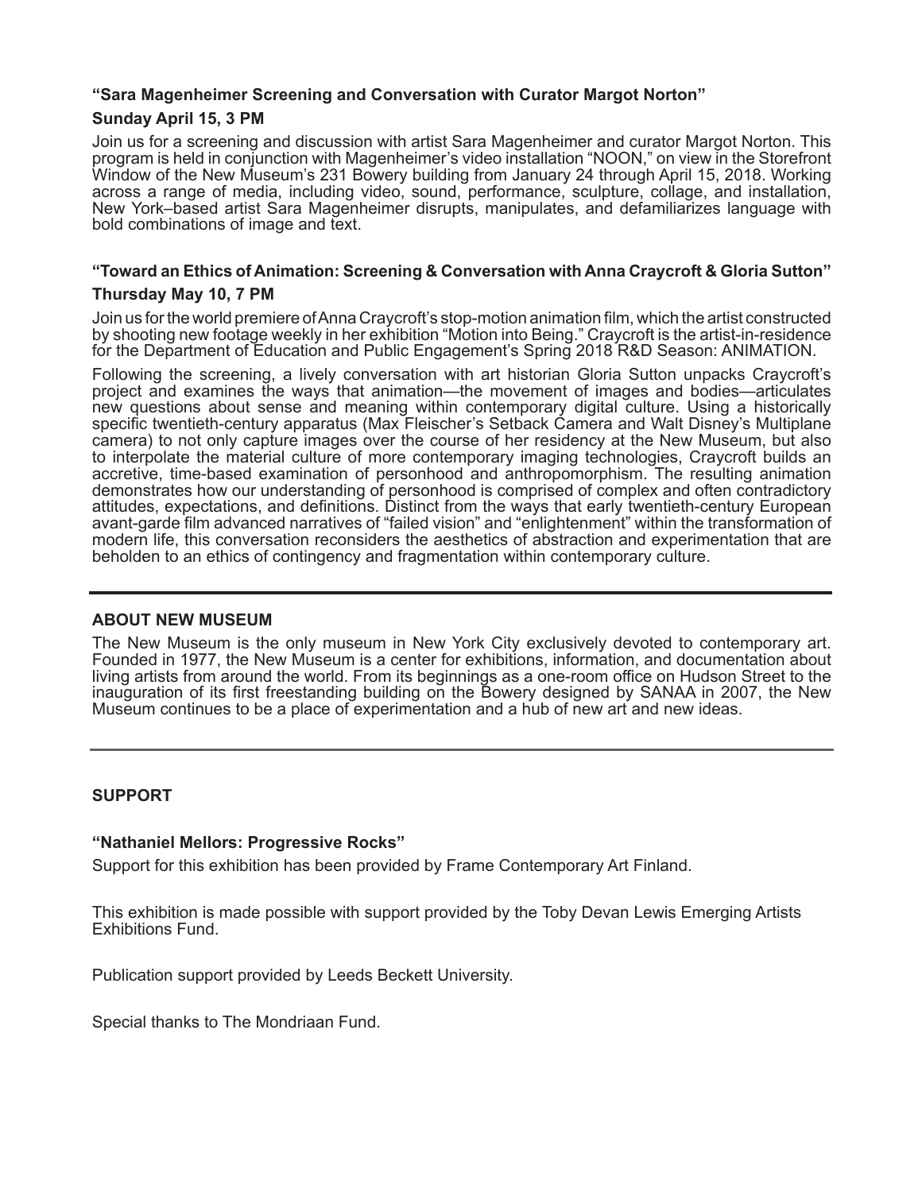**“Sara Magenheimer Screening and Conversation with Curator Margot Norton”**

**Sunday April 15, 3 PM**

Join us for a screening and discussion with artist Sara Magenheimer and curator Margot Norton. This program is held in conjunction with Magenheimer’s video installation “NOON,” on view in the Storefront Window of the New Museum’s 231 Bowery building from January 24 through April 15, 2018. Working across a range of media, including video, sound, performance, sculpture, collage, and installation, New York–based artist Sara Magenheimer disrupts, manipulates, and defamiliarizes language with bold combinations of image and text.

**“Toward an Ethics of Animation: Screening & Conversation with Anna Craycroft & Gloria Sutton”**

**Thursday May 10, 7 PM**

Join us for the world premiere of Anna Craycroft’s stop-motion animation film, which the artist constructed by shooting new footage weekly in her exhibition “Motion into Being.” Craycroft is the artist-in-residence for the Department of Education and Public Engagement’s Spring 2018 R&D Season: ANIMATION.

Following the screening, a lively conversation with art historian Gloria Sutton unpacks Craycroft’s project and examines the ways that animation—the movement of images and bodies—articulates new questions about sense and meaning within contemporary digital culture. Using a historically specific twentieth-century apparatus (Max Fleischer’s Setback Camera and Walt Disney’s Multiplane camera) to not only capture images over the course of her residency at the New Museum, but also to interpolate the material culture of more contemporary imaging technologies, Craycroft builds an accretive, time-based examination of personhood and anthropomorphism. The resulting animation demonstrates how our understanding of personhood is comprised of complex and often contradictory attitudes, expectations, and definitions. Distinct from the ways that early twentieth-century European avant-garde film advanced narratives of “failed vision” and “enlightenment” within the transformation of modern life, this conversation reconsiders the aesthetics of abstraction and experimentation that are beholden to an ethics of contingency and fragmentation within contemporary culture.

---

**ABOUT NEW MUSEUM**

The New Museum is the only museum in New York City exclusively devoted to contemporary art. Founded in 1977, the New Museum is a center for exhibitions, information, and documentation about living artists from around the world. From its beginnings as a one-room office on Hudson Street to the inauguration of its first freestanding building on the Bowery designed by SANAA in 2007, the New Museum continues to be a place of experimentation and a hub of new art and new ideas.

---

**SUPPORT**

**“Nathaniel Mellors: Progressive Rocks”**

Support for this exhibition has been provided by Frame Contemporary Art Finland.

This exhibition is made possible with support provided by the Toby Devan Lewis Emerging Artists Exhibitions Fund.

Publication support provided by Leeds Beckett University.

Special thanks to The Mondriaan Fund.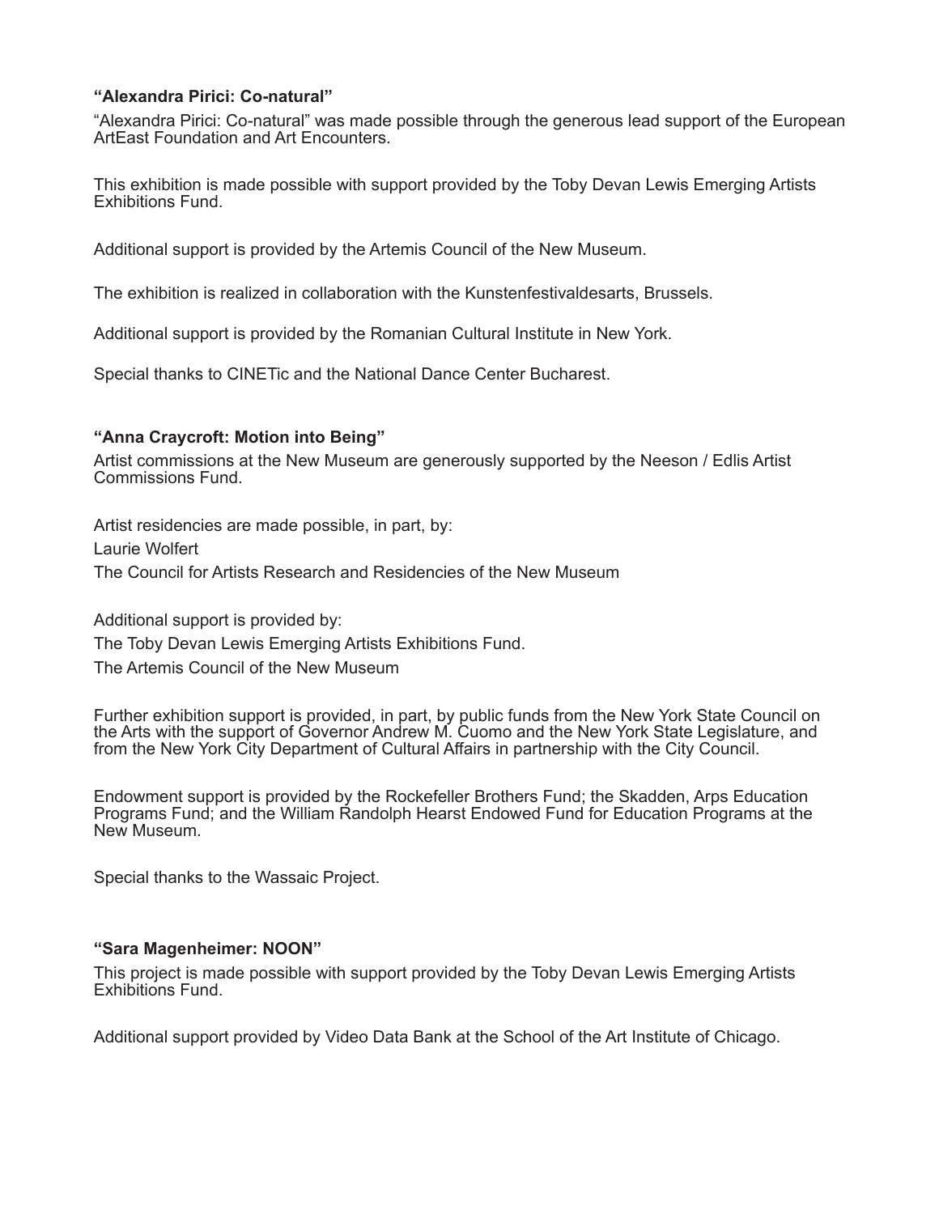**“Alexandra Pirici: Co-natural”**

“Alexandra Pirici: Co-natural” was made possible through the generous lead support of the European ArtEast Foundation and Art Encounters.

This exhibition is made possible with support provided by the Toby Devan Lewis Emerging Artists Exhibitions Fund.

Additional support is provided by the Artemis Council of the New Museum.

The exhibition is realized in collaboration with the Kunstenfestivaldesarts, Brussels.

Additional support is provided by the Romanian Cultural Institute in New York.

Special thanks to CINETic and the National Dance Center Bucharest.

**“Anna Craycroft: Motion into Being”**

Artist commissions at the New Museum are generously supported by the Neeson / Edlis Artist Commissions Fund.

Artist residencies are made possible, in part, by:

Laurie Wolfert

The Council for Artists Research and Residencies of the New Museum

Additional support is provided by:

The Toby Devan Lewis Emerging Artists Exhibitions Fund.

The Artemis Council of the New Museum

Further exhibition support is provided, in part, by public funds from the New York State Council on the Arts with the support of Governor Andrew M. Cuomo and the New York State Legislature, and from the New York City Department of Cultural Affairs in partnership with the City Council.

Endowment support is provided by the Rockefeller Brothers Fund; the Skadden, Arps Education Programs Fund; and the William Randolph Hearst Endowed Fund for Education Programs at the New Museum.

Special thanks to the Wassaic Project.

**“Sara Magenheimer: NOON”**

This project is made possible with support provided by the Toby Devan Lewis Emerging Artists Exhibitions Fund.

Additional support provided by Video Data Bank at the School of the Art Institute of Chicago.